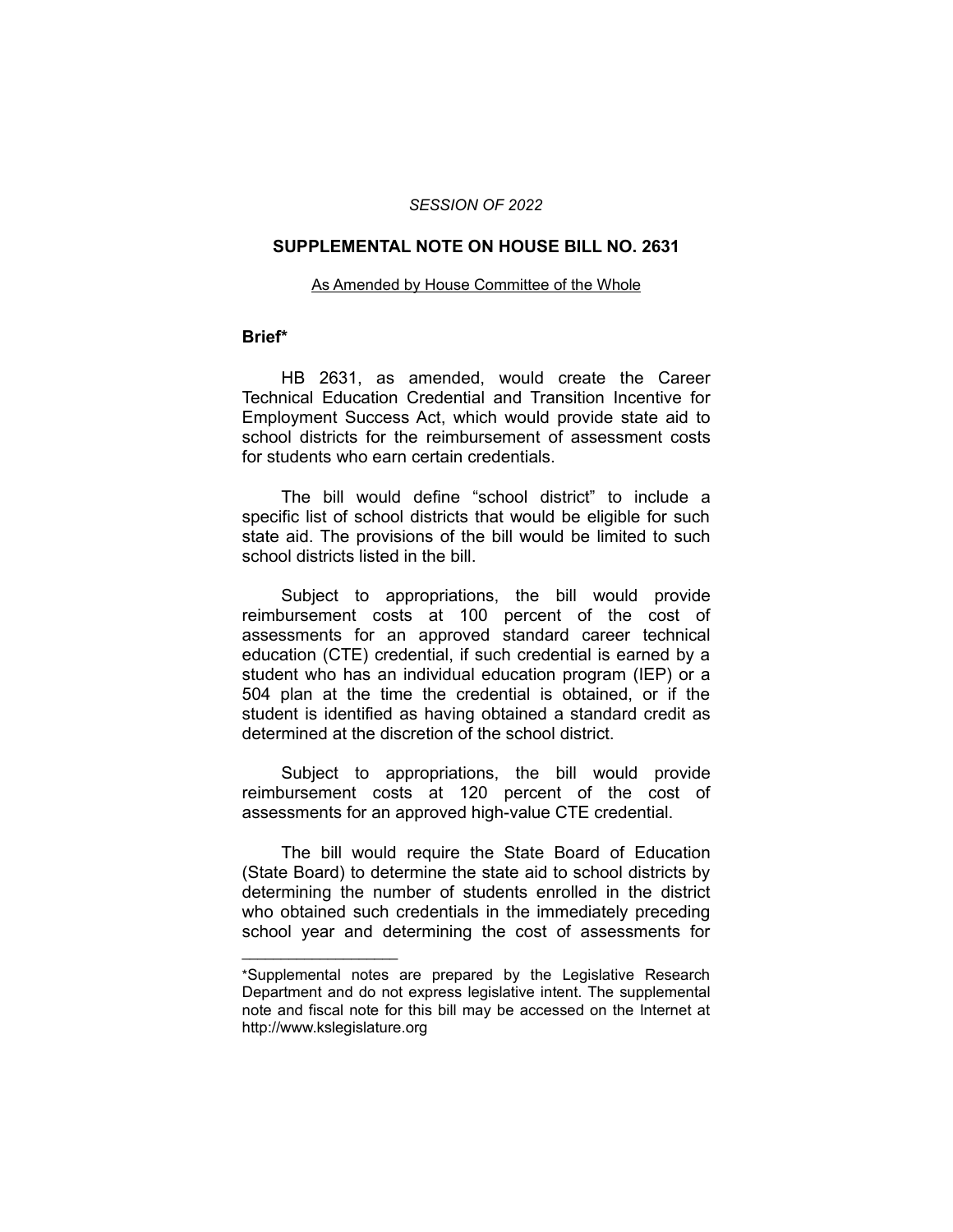*SESSION OF 2022*

## SUPPLEMENTAL NOTE ON HOUSE BILL NO. 2631

As Amended by House Committee of the Whole

### Brief*

HB 2631, as amended, would create the Career Technical Education Credential and Transition Incentive for Employment Success Act, which would provide state aid to school districts for the reimbursement of assessment costs for students who earn certain credentials.

The bill would define "school district" to include a specific list of school districts that would be eligible for such state aid. The provisions of the bill would be limited to such school districts listed in the bill.

Subject to appropriations, the bill would provide reimbursement costs at 100 percent of the cost of assessments for an approved standard career technical education (CTE) credential, if such credential is earned by a student who has an individual education program (IEP) or a 504 plan at the time the credential is obtained, or if the student is identified as having obtained a standard credit as determined at the discretion of the school district.

Subject to appropriations, the bill would provide reimbursement costs at 120 percent of the cost of assessments for an approved high-value CTE credential.

The bill would require the State Board of Education (State Board) to determine the state aid to school districts by determining the number of students enrolled in the district who obtained such credentials in the immediately preceding school year and determining the cost of assessments for

---

*Supplemental notes are prepared by the Legislative Research Department and do not express legislative intent. The supplemental note and fiscal note for this bill may be accessed on the Internet at http://www.kslegislature.org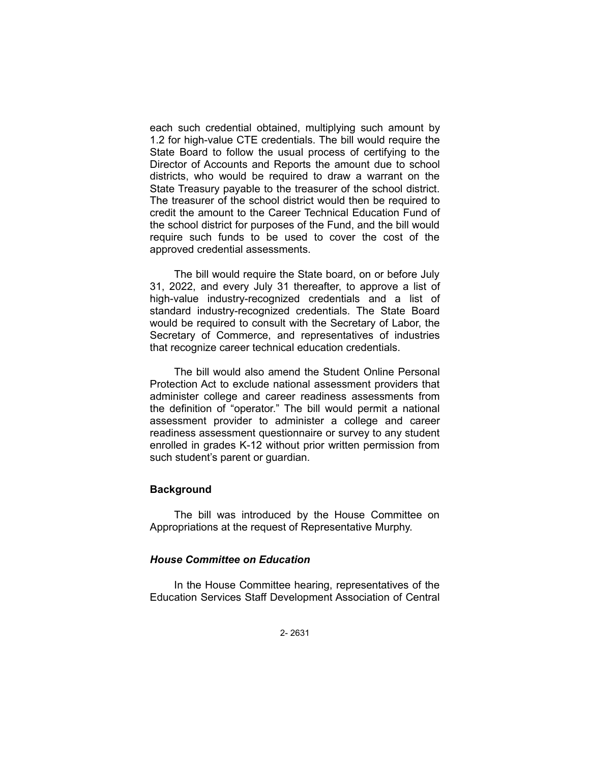each such credential obtained, multiplying such amount by 1.2 for high-value CTE credentials. The bill would require the State Board to follow the usual process of certifying to the Director of Accounts and Reports the amount due to school districts, who would be required to draw a warrant on the State Treasury payable to the treasurer of the school district. The treasurer of the school district would then be required to credit the amount to the Career Technical Education Fund of the school district for purposes of the Fund, and the bill would require such funds to be used to cover the cost of the approved credential assessments.

The bill would require the State board, on or before July 31, 2022, and every July 31 thereafter, to approve a list of high-value industry-recognized credentials and a list of standard industry-recognized credentials. The State Board would be required to consult with the Secretary of Labor, the Secretary of Commerce, and representatives of industries that recognize career technical education credentials.

The bill would also amend the Student Online Personal Protection Act to exclude national assessment providers that administer college and career readiness assessments from the definition of "operator." The bill would permit a national assessment provider to administer a college and career readiness assessment questionnaire or survey to any student enrolled in grades K-12 without prior written permission from such student's parent or guardian.

## Background

The bill was introduced by the House Committee on Appropriations at the request of Representative Murphy.

### *House Committee on Education*

In the House Committee hearing, representatives of the Education Services Staff Development Association of Central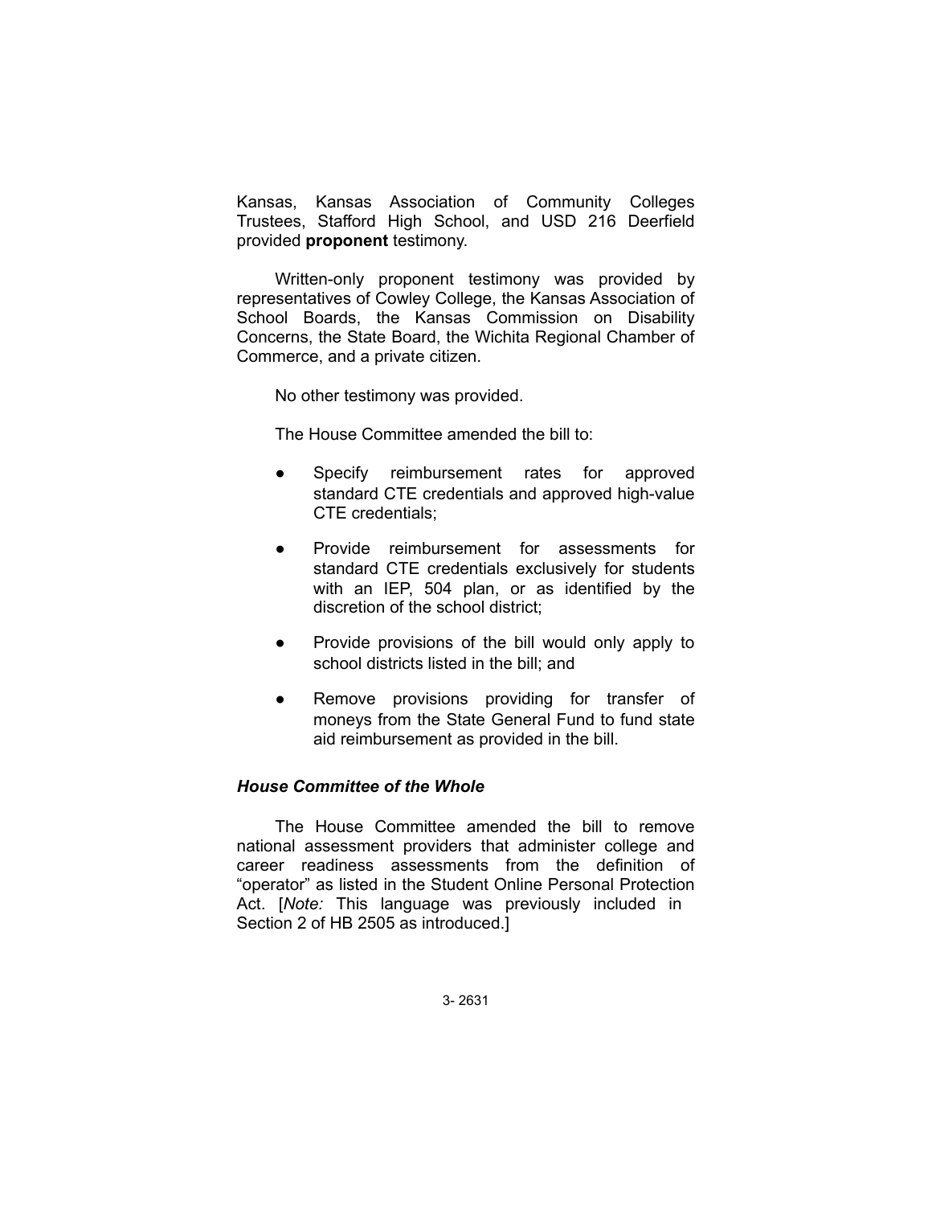Kansas, Kansas Association of Community Colleges Trustees, Stafford High School, and USD 216 Deerfield provided **proponent** testimony.

Written-only proponent testimony was provided by representatives of Cowley College, the Kansas Association of School Boards, the Kansas Commission on Disability Concerns, the State Board, the Wichita Regional Chamber of Commerce, and a private citizen.

No other testimony was provided.

The House Committee amended the bill to:

- Specify reimbursement rates for approved standard CTE credentials and approved high-value CTE credentials;
- Provide reimbursement for assessments for standard CTE credentials exclusively for students with an IEP, 504 plan, or as identified by the discretion of the school district;
- Provide provisions of the bill would only apply to school districts listed in the bill; and
- Remove provisions providing for transfer of moneys from the State General Fund to fund state aid reimbursement as provided in the bill.

### *House Committee of the Whole*

The House Committee amended the bill to remove national assessment providers that administer college and career readiness assessments from the definition of "operator" as listed in the Student Online Personal Protection Act. [*Note:* This language was previously included in Section 2 of HB 2505 as introduced.]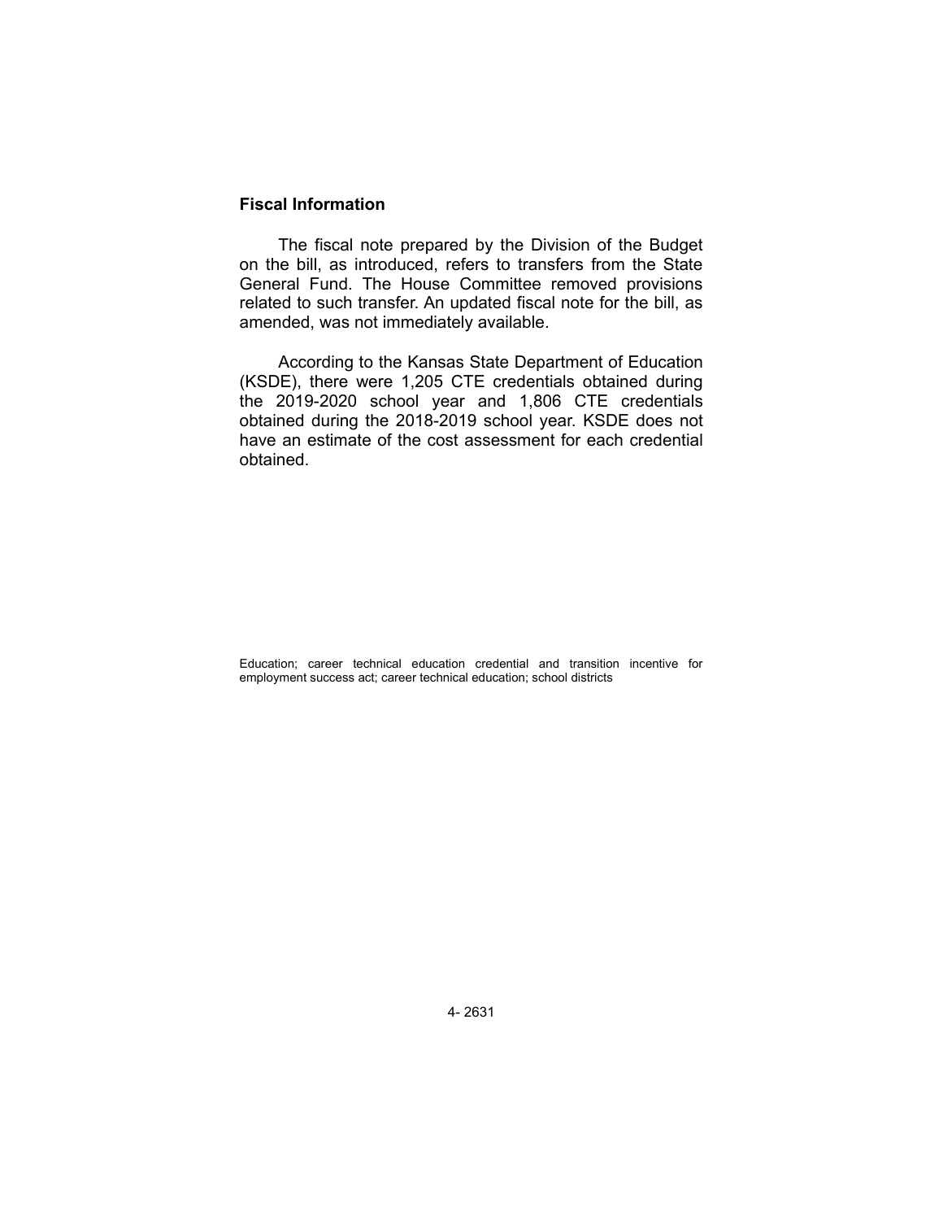**Fiscal Information**

The fiscal note prepared by the Division of the Budget on the bill, as introduced, refers to transfers from the State General Fund. The House Committee removed provisions related to such transfer. An updated fiscal note for the bill, as amended, was not immediately available.

According to the Kansas State Department of Education (KSDE), there were 1,205 CTE credentials obtained during the 2019-2020 school year and 1,806 CTE credentials obtained during the 2018-2019 school year. KSDE does not have an estimate of the cost assessment for each credential obtained.

Education; career technical education credential and transition incentive for employment success act; career technical education; school districts